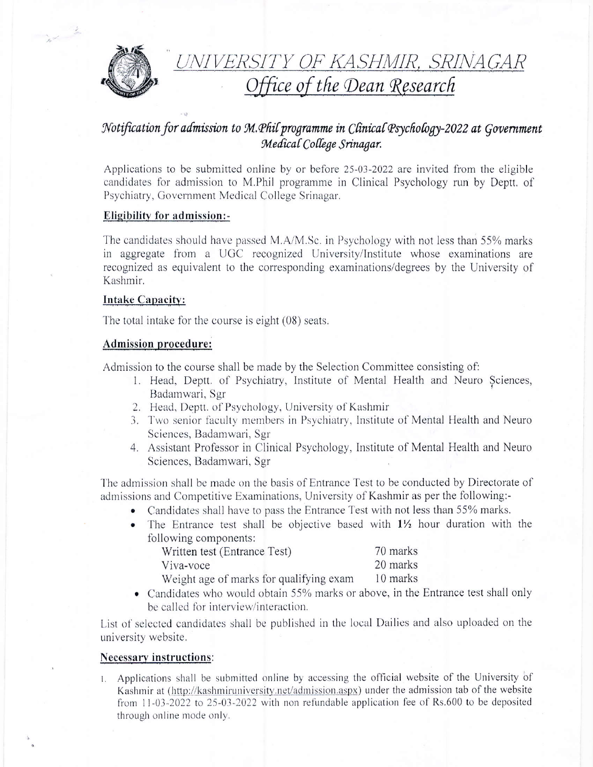# UNIVERSITY OF KASHMIR, SRINAGAR

## Office of the Dean Research

### *Notification for admission to M.Phil programme in Clinical Psychology-2022 at Government Medical College Srinagar.*

Applications to be submitted online by or before 25-03-2022 are invited from the eligible candidates for admission to M.Phil programme in Clinical Psychology run by Deptt. of Psychiatry, Government Medical College Srinagar.

**Eligibility for admission:-**

The candidates should have passed M.A/M.Sc. in Psychology with not less than 55% marks in aggregate from a UGC recognized University/Institute whose examinations are recognized as equivalent to the corresponding examinations/degrees by the University of Kashmir.

**Intake Capacity:**

The total intake for the course is eight (08) seats.

**Admission procedure:**

Admission to the course shall be made by the Selection Committee consisting of:

1. Head, Deptt. of Psychiatry, Institute of Mental Health and Neuro Sciences, Badamwari, Sgr
2. Head, Deptt. of Psychology, University of Kashmir
3. Two senior faculty members in Psychiatry, Institute of Mental Health and Neuro Sciences, Badamwari, Sgr
4. Assistant Professor in Clinical Psychology, Institute of Mental Health and Neuro Sciences, Badamwari, Sgr

The admission shall be made on the basis of Entrance Test to be conducted by Directorate of admissions and Competitive Examinations, University of Kashmir as per the following:-

- Candidates shall have to pass the Entrance Test with not less than 55% marks.
- The Entrance test shall be objective based with **1½** hour duration with the following components:

| | |
|---|---|
| Written test (Entrance Test) | 70 marks |
| Viva-voce | 20 marks |
| Weight age of marks for qualifying exam | 10 marks |

- Candidates who would obtain 55% marks or above, in the Entrance test shall only be called for interview/interaction.

List of selected candidates shall be published in the local Dailies and also uploaded on the university website.

**Necessary instructions:**

1. Applications shall be submitted online by accessing the official website of the University of Kashmir at (http://kashmiruniversity.net/admission.aspx) under the admission tab of the website from 11-03-2022 to 25-03-2022 with non refundable application fee of Rs.600 to be deposited through online mode only.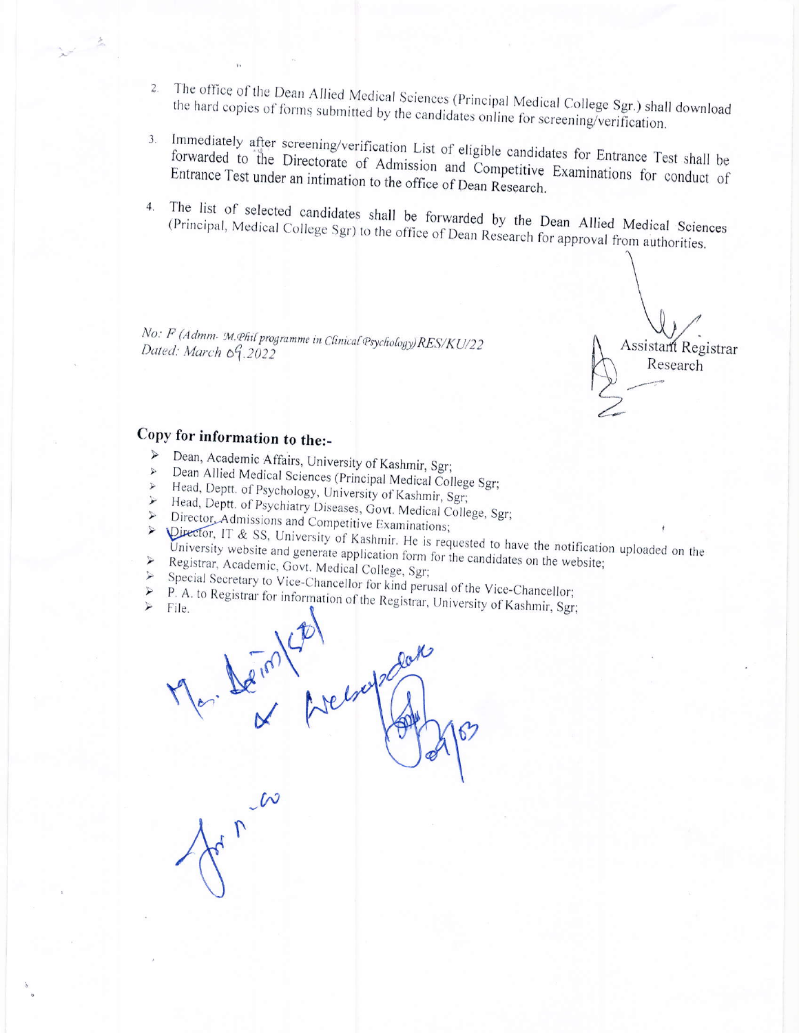2. The office of the Dean Allied Medical Sciences (Principal Medical College Sgr.) shall download the hard copies of forms submitted by the candidates online for screening/verification.

3. Immediately after screening/verification List of eligible candidates for Entrance Test shall be forwarded to the Directorate of Admission and Competitive Examinations for conduct of Entrance Test under an intimation to the office of Dean Research.

4. The list of selected candidates shall be forwarded by the Dean Allied Medical Sciences (Principal, Medical College Sgr) to the office of Dean Research for approval from authorities.

*No: F (Admn- M.Phil programme in Clinical Psychology) RES/KU/22*
*Dated: March 09.2022*

Assistant Registrar
Research

## Copy for information to the:-

- Dean, Academic Affairs, University of Kashmir, Sgr;
- Dean Allied Medical Sciences (Principal Medical College Sgr;
- Head, Deptt. of Psychology, University of Kashmir, Sgr;
- Head, Deptt. of Psychiatry Diseases, Govt. Medical College, Sgr;
- Director, Admissions and Competitive Examinations;
- Director, IT & SS, University of Kashmir. He is requested to have the notification uploaded on the University website and generate application form for the candidates on the website;
- Registrar, Academic, Govt. Medical College, Sgr;
- Special Secretary to Vice-Chancellor for kind perusal of the Vice-Chancellor;
- P. A. to Registrar for information of the Registrar, University of Kashmir, Sgr;
- File.